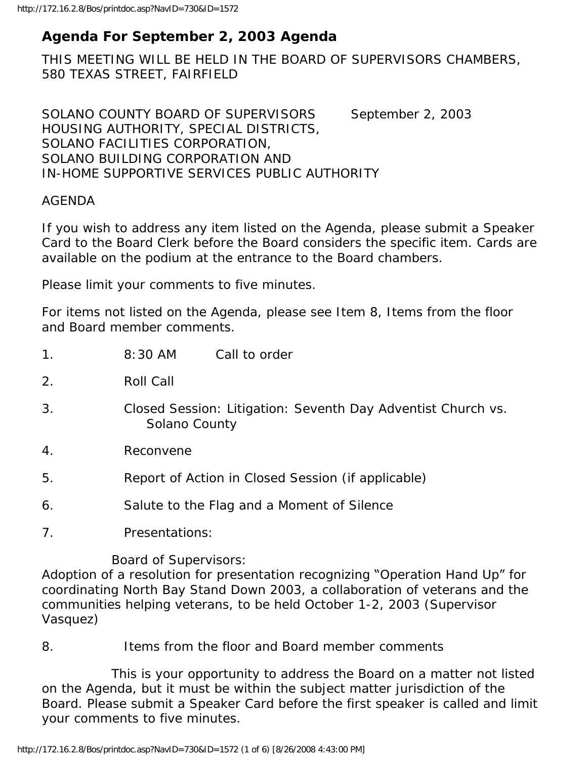# Agenda For September 2, 2003 Agenda

THIS MEETING WILL BE HELD IN THE BOARD OF SUPERVISORS CHAMBERS, 580 TEXAS STREET, FAIRFIELD

SOLANO COUNTY BOARD OF SUPERVISORS September 2, 2003
HOUSING AUTHORITY, SPECIAL DISTRICTS,
SOLANO FACILITIES CORPORATION,
SOLANO BUILDING CORPORATION AND
IN-HOME SUPPORTIVE SERVICES PUBLIC AUTHORITY

AGENDA

If you wish to address any item listed on the Agenda, please submit a Speaker Card to the Board Clerk before the Board considers the specific item. Cards are available on the podium at the entrance to the Board chambers.

Please limit your comments to five minutes.

For items not listed on the Agenda, please see Item 8, Items from the floor and Board member comments.

1. 8:30 AM Call to order

2. Roll Call

3. Closed Session: Litigation: Seventh Day Adventist Church vs. Solano County

4. Reconvene

5. Report of Action in Closed Session (if applicable)

6. Salute to the Flag and a Moment of Silence

7. Presentations:

   Board of Supervisors:
   Adoption of a resolution for presentation recognizing "Operation Hand Up" for coordinating North Bay Stand Down 2003, a collaboration of veterans and the communities helping veterans, to be held October 1-2, 2003 (Supervisor Vasquez)

8. Items from the floor and Board member comments

   This is your opportunity to address the Board on a matter not listed on the Agenda, but it must be within the subject matter jurisdiction of the Board. Please submit a Speaker Card before the first speaker is called and limit your comments to five minutes.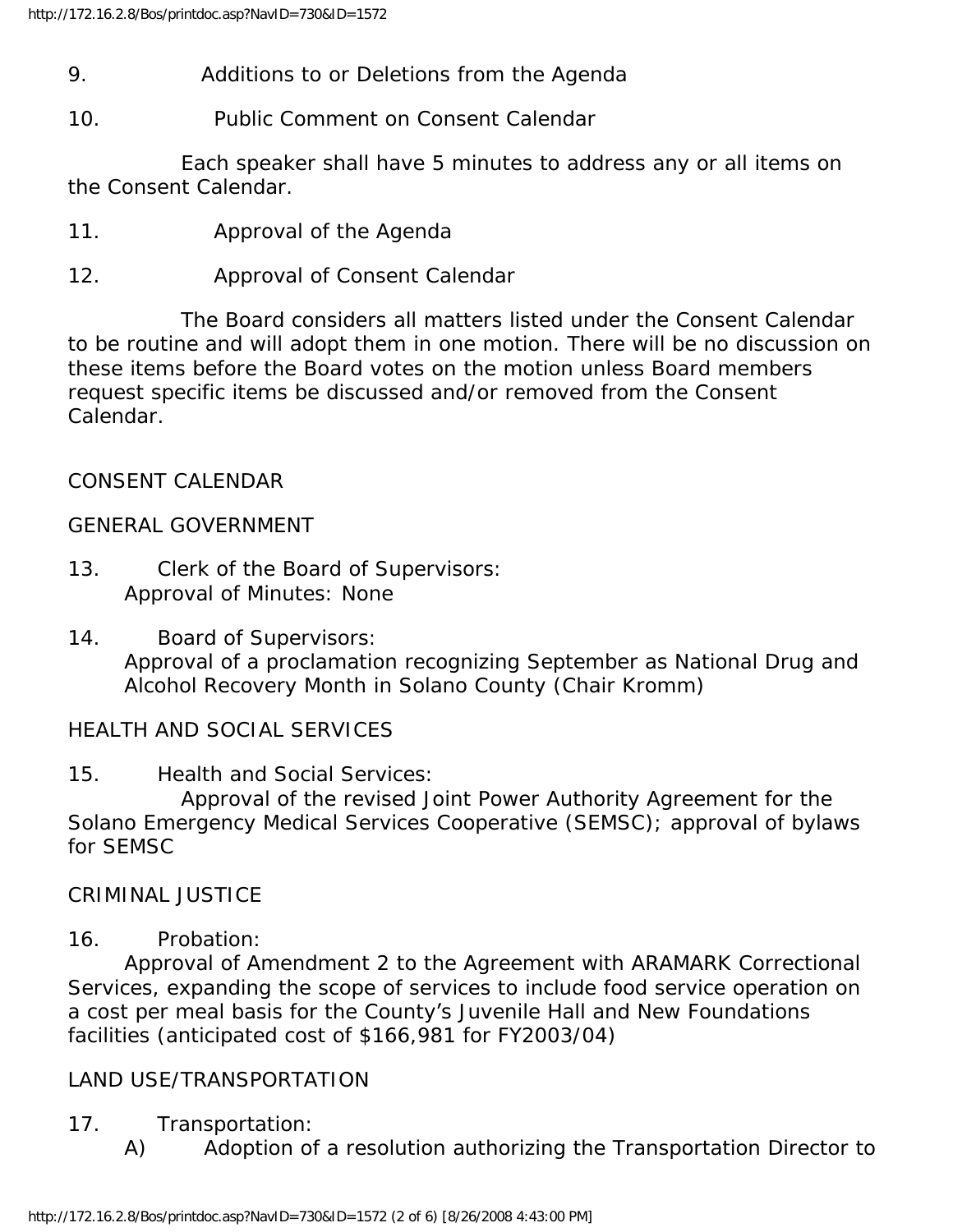9. Additions to or Deletions from the Agenda

10. Public Comment on Consent Calendar

Each speaker shall have 5 minutes to address any or all items on the Consent Calendar.

11. Approval of the Agenda

12. Approval of Consent Calendar

The Board considers all matters listed under the Consent Calendar to be routine and will adopt them in one motion. There will be no discussion on these items before the Board votes on the motion unless Board members request specific items be discussed and/or removed from the Consent Calendar.

CONSENT CALENDAR

GENERAL GOVERNMENT

13. Clerk of the Board of Supervisors:
Approval of Minutes: None

14. Board of Supervisors:
Approval of a proclamation recognizing September as National Drug and Alcohol Recovery Month in Solano County (Chair Kromm)

HEALTH AND SOCIAL SERVICES

15. Health and Social Services:
Approval of the revised Joint Power Authority Agreement for the Solano Emergency Medical Services Cooperative (SEMSC); approval of bylaws for SEMSC

CRIMINAL JUSTICE

16. Probation:
Approval of Amendment 2 to the Agreement with ARAMARK Correctional Services, expanding the scope of services to include food service operation on a cost per meal basis for the County's Juvenile Hall and New Foundations facilities (anticipated cost of $166,981 for FY2003/04)

LAND USE/TRANSPORTATION

17. Transportation:
A) Adoption of a resolution authorizing the Transportation Director to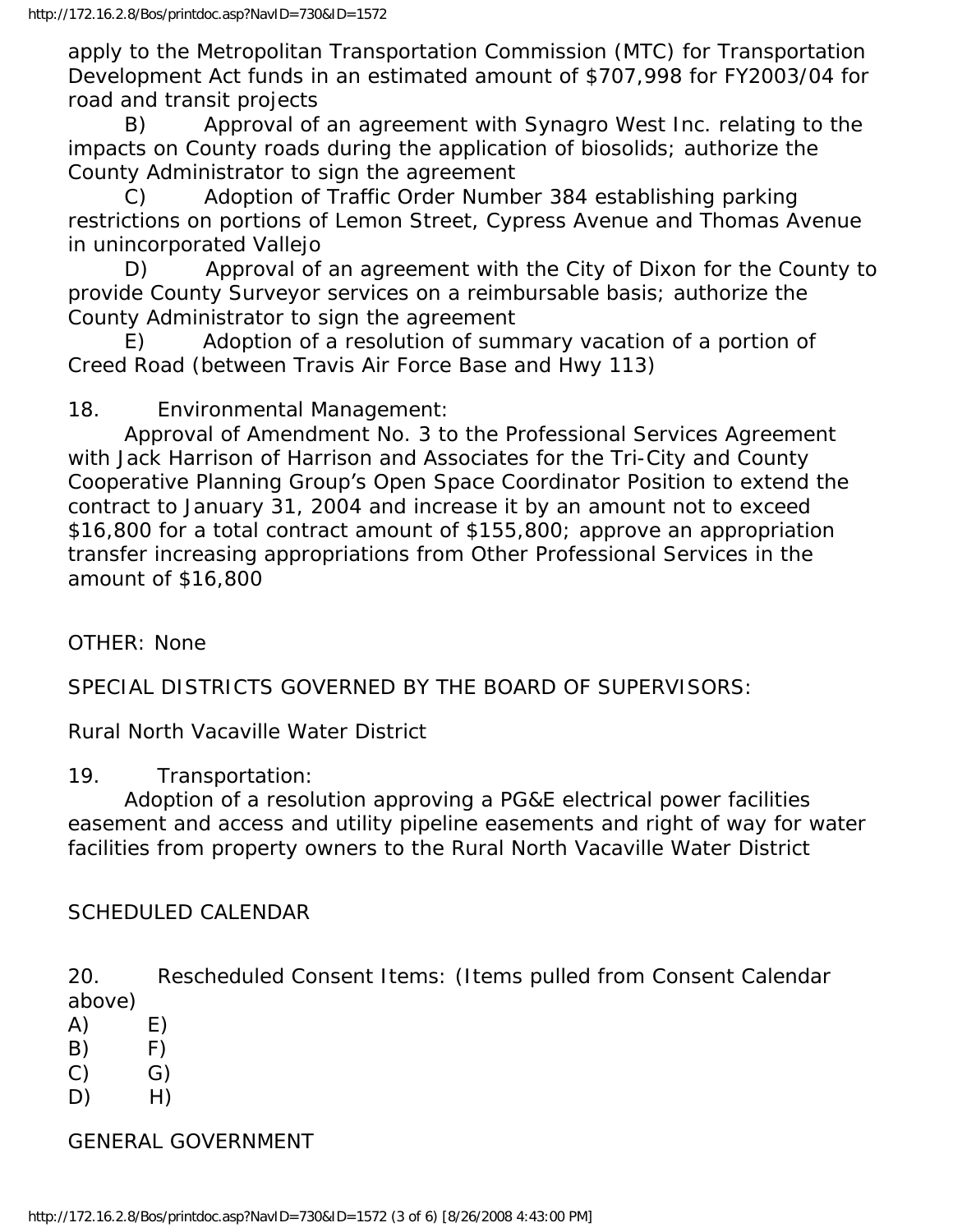apply to the Metropolitan Transportation Commission (MTC) for Transportation Development Act funds in an estimated amount of $707,998 for FY2003/04 for road and transit projects

B) Approval of an agreement with Synagro West Inc. relating to the impacts on County roads during the application of biosolids; authorize the County Administrator to sign the agreement

C) Adoption of Traffic Order Number 384 establishing parking restrictions on portions of Lemon Street, Cypress Avenue and Thomas Avenue in unincorporated Vallejo

D) Approval of an agreement with the City of Dixon for the County to provide County Surveyor services on a reimbursable basis; authorize the County Administrator to sign the agreement

E) Adoption of a resolution of summary vacation of a portion of Creed Road (between Travis Air Force Base and Hwy 113)

18. Environmental Management:

Approval of Amendment No. 3 to the Professional Services Agreement with Jack Harrison of Harrison and Associates for the Tri-City and County Cooperative Planning Group's Open Space Coordinator Position to extend the contract to January 31, 2004 and increase it by an amount not to exceed $16,800 for a total contract amount of $155,800; approve an appropriation transfer increasing appropriations from Other Professional Services in the amount of $16,800

OTHER: None

SPECIAL DISTRICTS GOVERNED BY THE BOARD OF SUPERVISORS:

Rural North Vacaville Water District

19. Transportation:

Adoption of a resolution approving a PG&E electrical power facilities easement and access and utility pipeline easements and right of way for water facilities from property owners to the Rural North Vacaville Water District

SCHEDULED CALENDAR

20. Rescheduled Consent Items: (Items pulled from Consent Calendar above)

A) E)
B) F)
C) G)
D) H)

GENERAL GOVERNMENT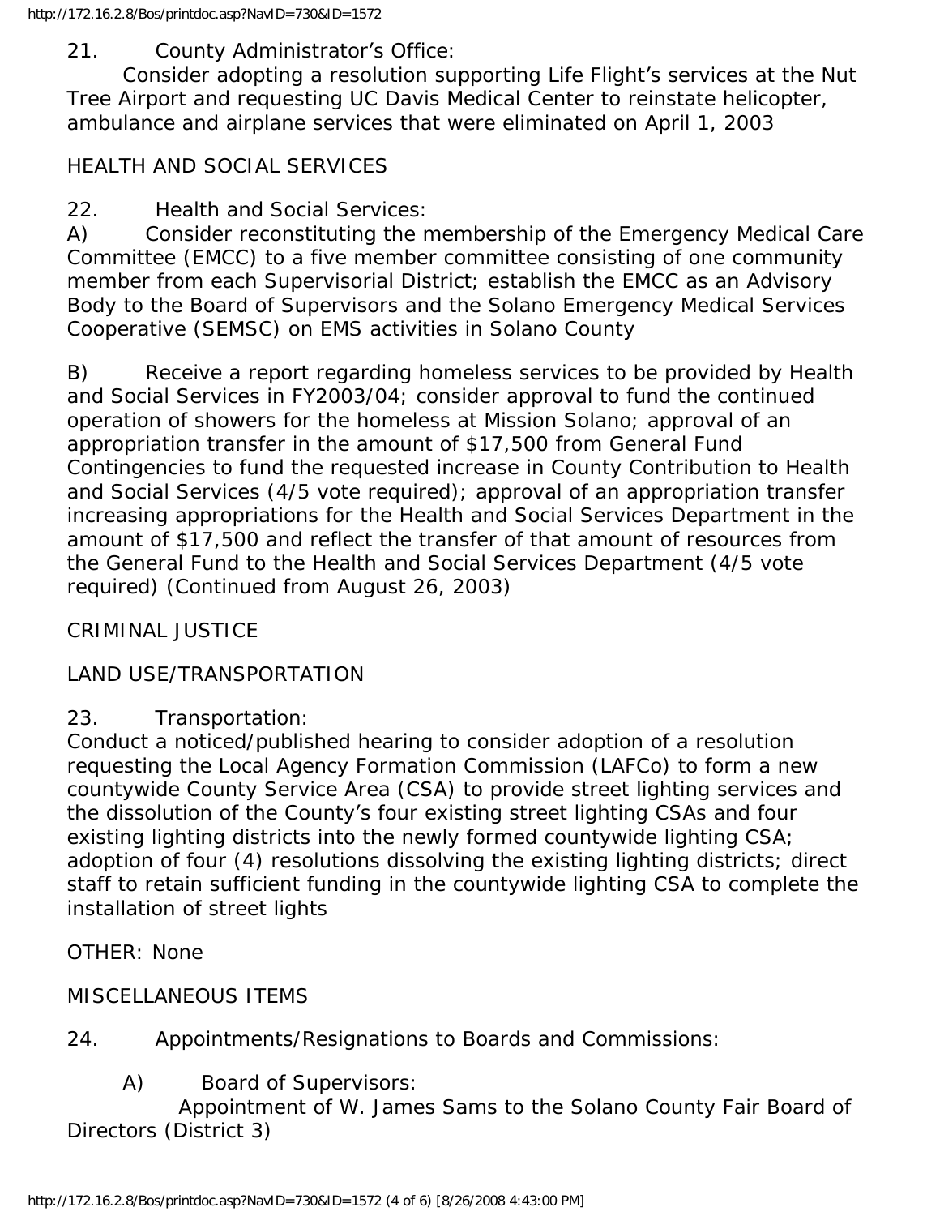21. County Administrator's Office:

Consider adopting a resolution supporting Life Flight's services at the Nut Tree Airport and requesting UC Davis Medical Center to reinstate helicopter, ambulance and airplane services that were eliminated on April 1, 2003

HEALTH AND SOCIAL SERVICES

22. Health and Social Services:

A) Consider reconstituting the membership of the Emergency Medical Care Committee (EMCC) to a five member committee consisting of one community member from each Supervisorial District; establish the EMCC as an Advisory Body to the Board of Supervisors and the Solano Emergency Medical Services Cooperative (SEMSC) on EMS activities in Solano County

B) Receive a report regarding homeless services to be provided by Health and Social Services in FY2003/04; consider approval to fund the continued operation of showers for the homeless at Mission Solano; approval of an appropriation transfer in the amount of $17,500 from General Fund Contingencies to fund the requested increase in County Contribution to Health and Social Services (4/5 vote required); approval of an appropriation transfer increasing appropriations for the Health and Social Services Department in the amount of $17,500 and reflect the transfer of that amount of resources from the General Fund to the Health and Social Services Department (4/5 vote required) (Continued from August 26, 2003)

CRIMINAL JUSTICE

LAND USE/TRANSPORTATION

23. Transportation:

Conduct a noticed/published hearing to consider adoption of a resolution requesting the Local Agency Formation Commission (LAFCo) to form a new countywide County Service Area (CSA) to provide street lighting services and the dissolution of the County's four existing street lighting CSAs and four existing lighting districts into the newly formed countywide lighting CSA; adoption of four (4) resolutions dissolving the existing lighting districts; direct staff to retain sufficient funding in the countywide lighting CSA to complete the installation of street lights

OTHER: None

MISCELLANEOUS ITEMS

24. Appointments/Resignations to Boards and Commissions:

A) Board of Supervisors:

Appointment of W. James Sams to the Solano County Fair Board of Directors (District 3)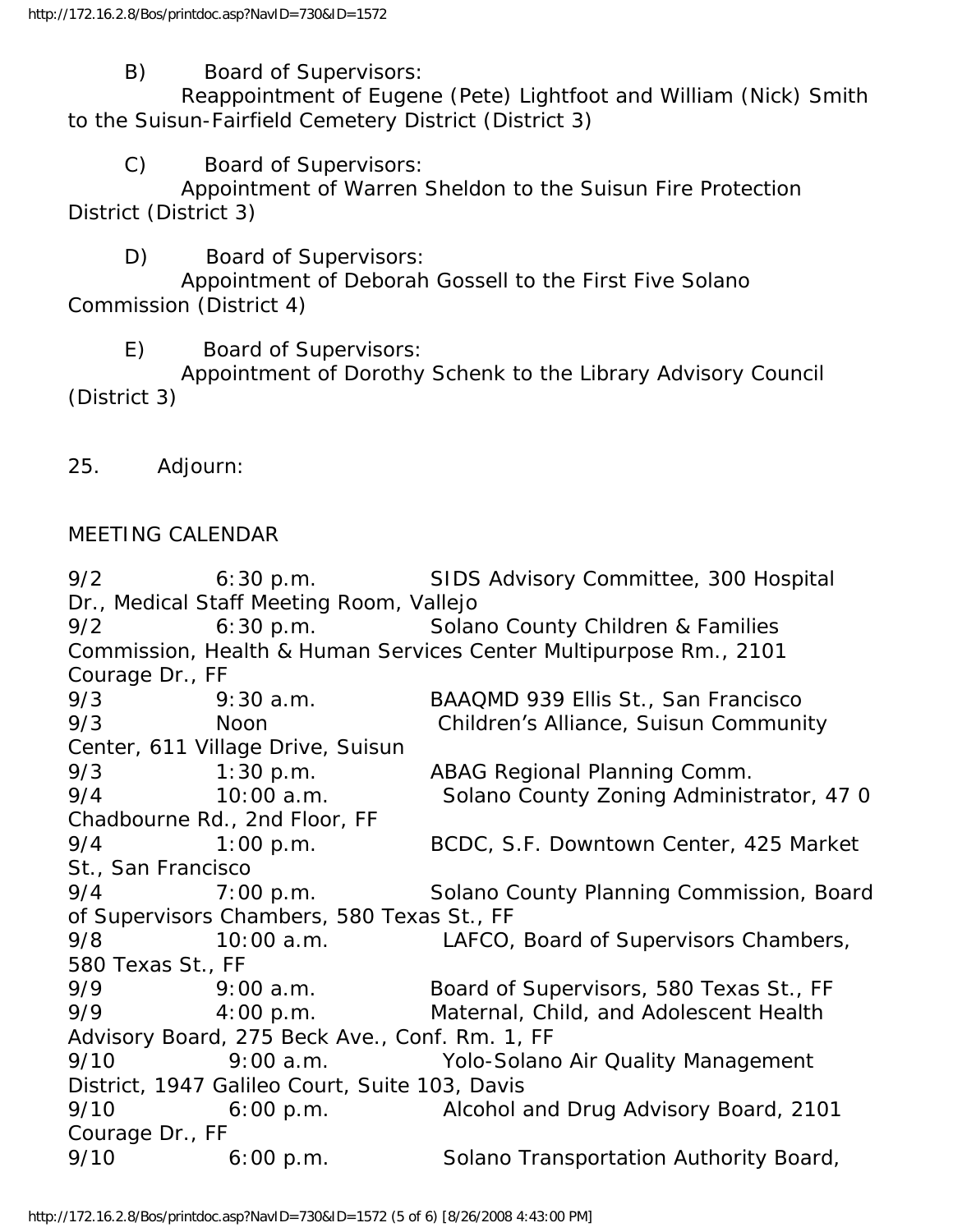B) Board of Supervisors:
Reappointment of Eugene (Pete) Lightfoot and William (Nick) Smith to the Suisun-Fairfield Cemetery District (District 3)

C) Board of Supervisors:
Appointment of Warren Sheldon to the Suisun Fire Protection District (District 3)

D) Board of Supervisors:
Appointment of Deborah Gossell to the First Five Solano Commission (District 4)

E) Board of Supervisors:
Appointment of Dorothy Schenk to the Library Advisory Council (District 3)

25. Adjourn:

MEETING CALENDAR

9/2 6:30 p.m. SIDS Advisory Committee, 300 Hospital Dr., Medical Staff Meeting Room, Vallejo
9/2 6:30 p.m. Solano County Children & Families Commission, Health & Human Services Center Multipurpose Rm., 2101 Courage Dr., FF
9/3 9:30 a.m. BAAQMD 939 Ellis St., San Francisco
9/3 Noon Children's Alliance, Suisun Community Center, 611 Village Drive, Suisun
9/3 1:30 p.m. ABAG Regional Planning Comm.
9/4 10:00 a.m. Solano County Zoning Administrator, 47 0 Chadbourne Rd., 2nd Floor, FF
9/4 1:00 p.m. BCDC, S.F. Downtown Center, 425 Market St., San Francisco
9/4 7:00 p.m. Solano County Planning Commission, Board of Supervisors Chambers, 580 Texas St., FF
9/8 10:00 a.m. LAFCO, Board of Supervisors Chambers, 580 Texas St., FF
9/9 9:00 a.m. Board of Supervisors, 580 Texas St., FF
9/9 4:00 p.m. Maternal, Child, and Adolescent Health Advisory Board, 275 Beck Ave., Conf. Rm. 1, FF
9/10 9:00 a.m. Yolo-Solano Air Quality Management District, 1947 Galileo Court, Suite 103, Davis
9/10 6:00 p.m. Alcohol and Drug Advisory Board, 2101 Courage Dr., FF
9/10 6:00 p.m. Solano Transportation Authority Board,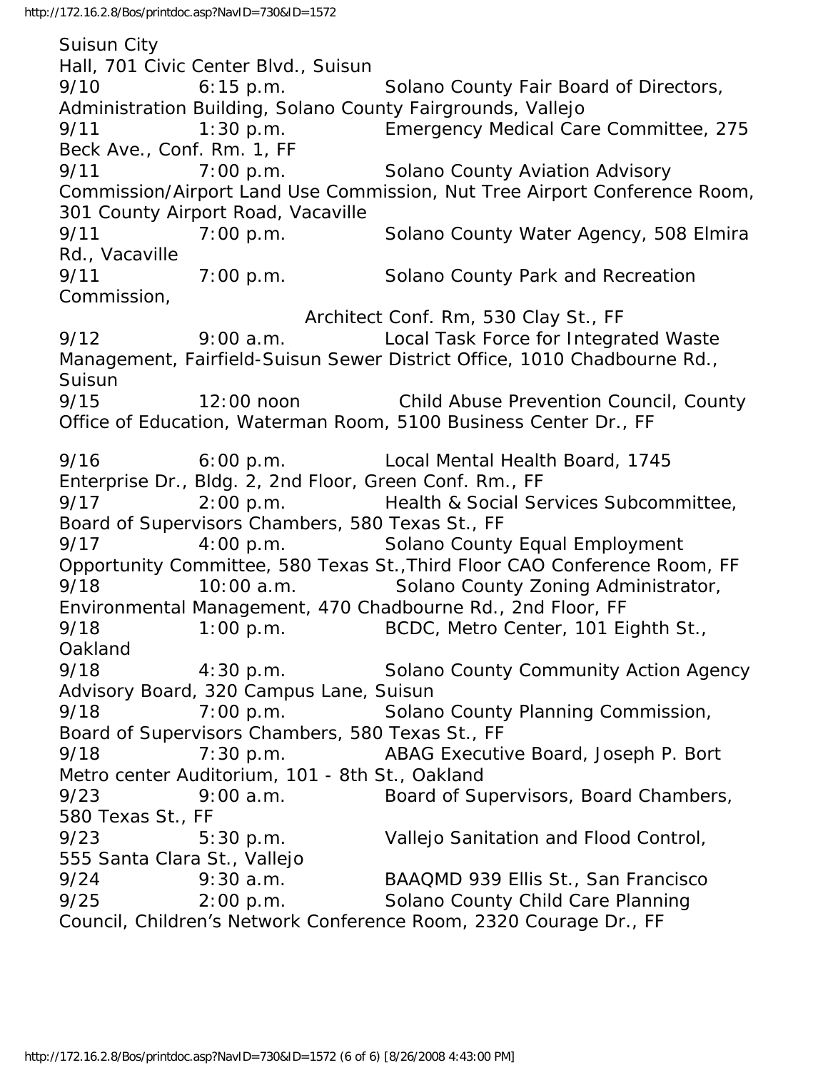Suisun City
Hall, 701 Civic Center Blvd., Suisun

9/10 6:15 p.m. Solano County Fair Board of Directors, Administration Building, Solano County Fairgrounds, Vallejo

9/11 1:30 p.m. Emergency Medical Care Committee, 275 Beck Ave., Conf. Rm. 1, FF

9/11 7:00 p.m. Solano County Aviation Advisory Commission/Airport Land Use Commission, Nut Tree Airport Conference Room, 301 County Airport Road, Vacaville

9/11 7:00 p.m. Solano County Water Agency, 508 Elmira Rd., Vacaville

9/11 7:00 p.m. Solano County Park and Recreation Commission,
Architect Conf. Rm, 530 Clay St., FF

9/12 9:00 a.m. Local Task Force for Integrated Waste Management, Fairfield-Suisun Sewer District Office, 1010 Chadbourne Rd., Suisun

9/15 12:00 noon Child Abuse Prevention Council, County Office of Education, Waterman Room, 5100 Business Center Dr., FF

9/16 6:00 p.m. Local Mental Health Board, 1745 Enterprise Dr., Bldg. 2, 2nd Floor, Green Conf. Rm., FF

9/17 2:00 p.m. Health & Social Services Subcommittee, Board of Supervisors Chambers, 580 Texas St., FF

9/17 4:00 p.m. Solano County Equal Employment Opportunity Committee, 580 Texas St.,Third Floor CAO Conference Room, FF

9/18 10:00 a.m. Solano County Zoning Administrator, Environmental Management, 470 Chadbourne Rd., 2nd Floor, FF

9/18 1:00 p.m. BCDC, Metro Center, 101 Eighth St., Oakland

9/18 4:30 p.m. Solano County Community Action Agency Advisory Board, 320 Campus Lane, Suisun

9/18 7:00 p.m. Solano County Planning Commission, Board of Supervisors Chambers, 580 Texas St., FF

9/18 7:30 p.m. ABAG Executive Board, Joseph P. Bort Metro center Auditorium, 101 - 8th St., Oakland

9/23 9:00 a.m. Board of Supervisors, Board Chambers, 580 Texas St., FF

9/23 5:30 p.m. Vallejo Sanitation and Flood Control, 555 Santa Clara St., Vallejo

9/24 9:30 a.m. BAAQMD 939 Ellis St., San Francisco

9/25 2:00 p.m. Solano County Child Care Planning Council, Children's Network Conference Room, 2320 Courage Dr., FF